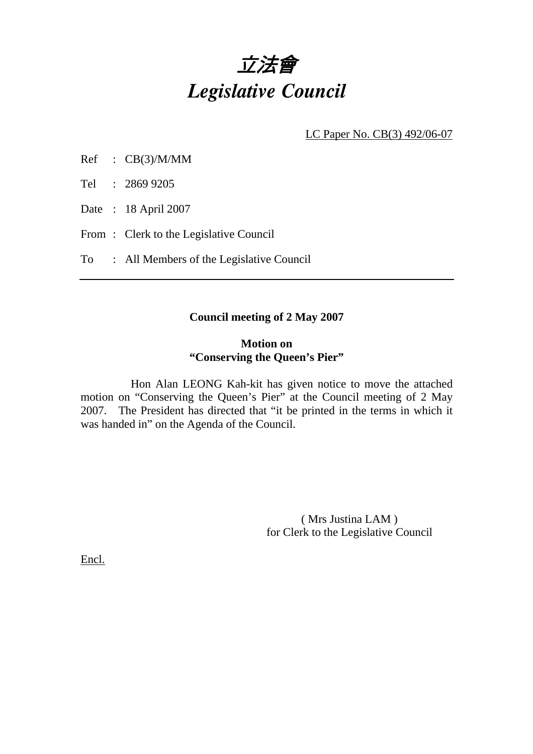# *立法會*
# *Legislative Council*

LC Paper No. CB(3) 492/06-07

Ref : CB(3)/M/MM

Tel : 2869 9205

Date : 18 April 2007

From : Clerk to the Legislative Council

To : All Members of the Legislative Council

---

**Council meeting of 2 May 2007**

**Motion on**
**"Conserving the Queen's Pier"**

Hon Alan LEONG Kah-kit has given notice to move the attached motion on "Conserving the Queen's Pier" at the Council meeting of 2 May 2007. The President has directed that "it be printed in the terms in which it was handed in" on the Agenda of the Council.

( Mrs Justina LAM )
for Clerk to the Legislative Council

Encl.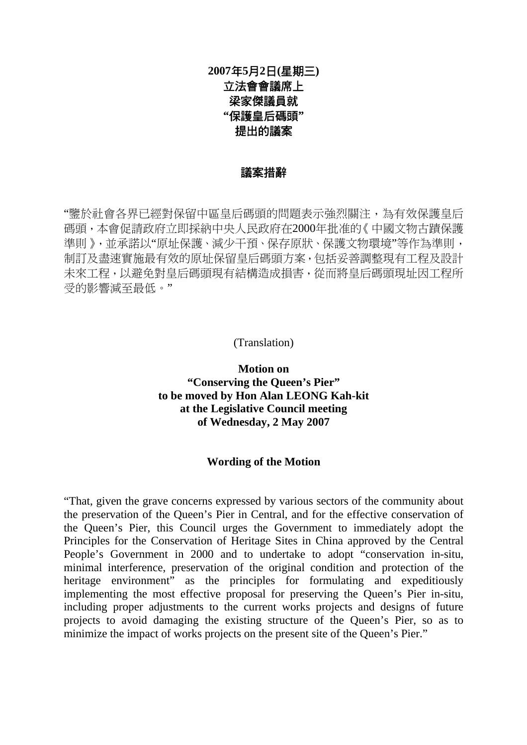**2007年5月2日(星期三)**
**立法會會議席上**
**梁家傑議員就**
**"保護皇后碼頭"**
**提出的議案**

**議案措辭**

"鑒於社會各界已經對保留中區皇后碼頭的問題表示強烈關注，為有效保護皇后碼頭，本會促請政府立即採納中央人民政府在2000年批准的《中國文物古蹟保護準則》，並承諾以"原址保護、減少干預、保存原狀、保護文物環境"等作為準則，制訂及盡速實施最有效的原址保留皇后碼頭方案，包括妥善調整現有工程及設計未來工程，以避免對皇后碼頭現有結構造成損害，從而將皇后碼頭現址因工程所受的影響減至最低。"

(Translation)

**Motion on**
**"Conserving the Queen's Pier"**
**to be moved by Hon Alan LEONG Kah-kit**
**at the Legislative Council meeting**
**of Wednesday, 2 May 2007**

**Wording of the Motion**

"That, given the grave concerns expressed by various sectors of the community about the preservation of the Queen's Pier in Central, and for the effective conservation of the Queen's Pier, this Council urges the Government to immediately adopt the Principles for the Conservation of Heritage Sites in China approved by the Central People's Government in 2000 and to undertake to adopt "conservation in-situ, minimal interference, preservation of the original condition and protection of the heritage environment" as the principles for formulating and expeditiously implementing the most effective proposal for preserving the Queen's Pier in-situ, including proper adjustments to the current works projects and designs of future projects to avoid damaging the existing structure of the Queen's Pier, so as to minimize the impact of works projects on the present site of the Queen's Pier."